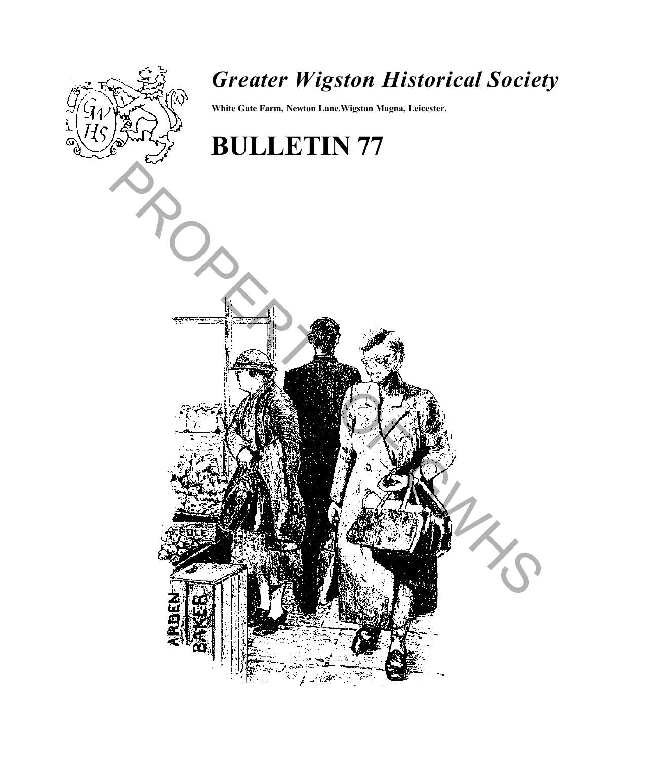# *Greater Wigston Historical Society*

**White Gate Farm, Newton Lane.Wigston Magna, Leicester.**

# BULLETIN 77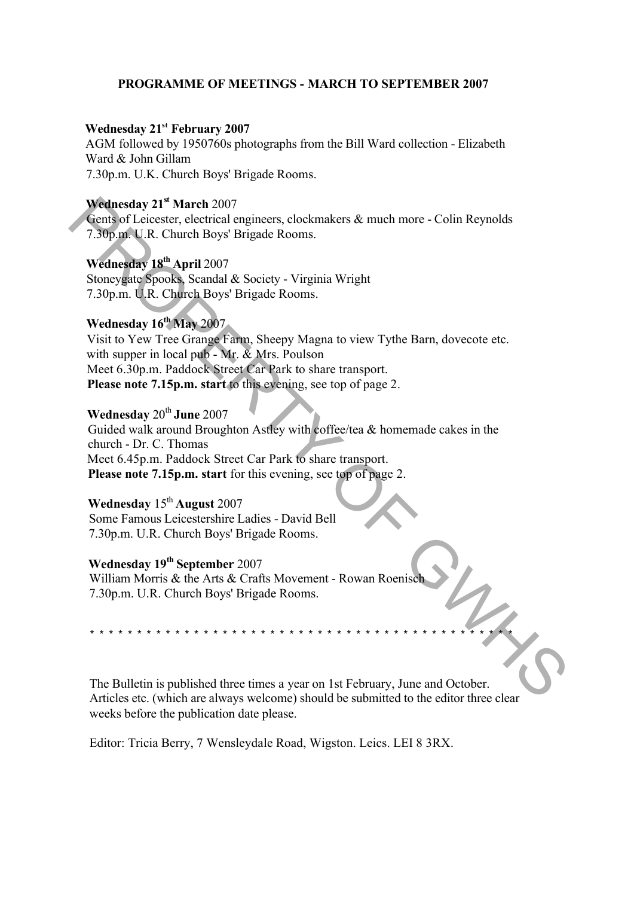## PROGRAMME OF MEETINGS - MARCH TO SEPTEMBER 2007

**Wednesday 21st February 2007**
AGM followed by 1950760s photographs from the Bill Ward collection - Elizabeth Ward & John Gillam
7.30p.m. U.K. Church Boys' Brigade Rooms.

**Wednesday 21st March** 2007
Gents of Leicester, electrical engineers, clockmakers & much more - Colin Reynolds
7.30p.m. U.R. Church Boys' Brigade Rooms.

**Wednesday 18th April** 2007
Stoneygate Spooks, Scandal & Society - Virginia Wright
7.30p.m. U.R. Church Boys' Brigade Rooms.

**Wednesday 16th May** 2007
Visit to Yew Tree Grange Farm, Sheepy Magna to view Tythe Barn, dovecote etc. with supper in local pub - Mr. & Mrs. Poulson
Meet 6.30p.m. Paddock Street Car Park to share transport.
**Please note 7.15p.m. start** to this evening, see top of page 2.

**Wednesday** 20th **June** 2007
Guided walk around Broughton Astley with coffee/tea & homemade cakes in the church - Dr. C. Thomas
Meet 6.45p.m. Paddock Street Car Park to share transport.
**Please note 7.15p.m. start** for this evening, see top of page 2.

**Wednesday** 15th **August** 2007
Some Famous Leicestershire Ladies - David Bell
7.30p.m. U.R. Church Boys' Brigade Rooms.

**Wednesday 19th September** 2007
William Morris & the Arts & Crafts Movement - Rowan Roenisch
7.30p.m. U.R. Church Boys' Brigade Rooms.

* * * * * * * * * * * * * * * * * * * * * * * * * * * * * * * * * * * * * * * * * * * * * * * *

The Bulletin is published three times a year on 1st February, June and October. Articles etc. (which are always welcome) should be submitted to the editor three clear weeks before the publication date please.

Editor: Tricia Berry, 7 Wensleydale Road, Wigston. Leics. LEI 8 3RX.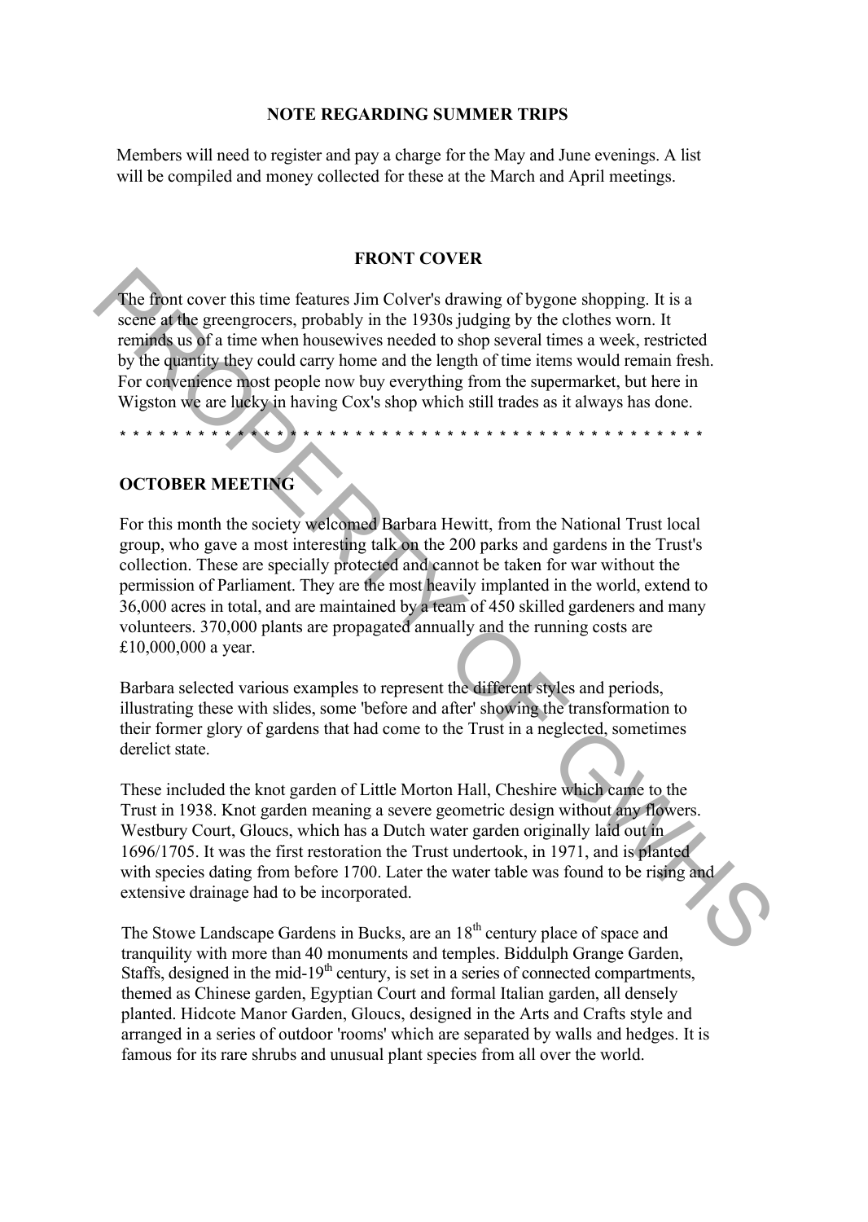## NOTE REGARDING SUMMER TRIPS

Members will need to register and pay a charge for the May and June evenings. A list will be compiled and money collected for these at the March and April meetings.

## FRONT COVER

The front cover this time features Jim Colver's drawing of bygone shopping. It is a scene at the greengrocers, probably in the 1930s judging by the clothes worn. It reminds us of a time when housewives needed to shop several times a week, restricted by the quantity they could carry home and the length of time items would remain fresh. For convenience most people now buy everything from the supermarket, but here in Wigston we are lucky in having Cox's shop which still trades as it always has done.

* * * * * * * * * * * * * * * * * * * * * * * * * * * * * * * * * * * * * * * * * * * * * * * * * *

## OCTOBER MEETING

For this month the society welcomed Barbara Hewitt, from the National Trust local group, who gave a most interesting talk on the 200 parks and gardens in the Trust's collection. These are specially protected and cannot be taken for war without the permission of Parliament. They are the most heavily implanted in the world, extend to 36,000 acres in total, and are maintained by a team of 450 skilled gardeners and many volunteers. 370,000 plants are propagated annually and the running costs are £10,000,000 a year.

Barbara selected various examples to represent the different styles and periods, illustrating these with slides, some 'before and after' showing the transformation to their former glory of gardens that had come to the Trust in a neglected, sometimes derelict state.

These included the knot garden of Little Morton Hall, Cheshire which came to the Trust in 1938. Knot garden meaning a severe geometric design without any flowers. Westbury Court, Gloucs, which has a Dutch water garden originally laid out in 1696/1705. It was the first restoration the Trust undertook, in 1971, and is planted with species dating from before 1700. Later the water table was found to be rising and extensive drainage had to be incorporated.

The Stowe Landscape Gardens in Bucks, are an 18th century place of space and tranquility with more than 40 monuments and temples. Biddulph Grange Garden, Staffs, designed in the mid-19th century, is set in a series of connected compartments, themed as Chinese garden, Egyptian Court and formal Italian garden, all densely planted. Hidcote Manor Garden, Gloucs, designed in the Arts and Crafts style and arranged in a series of outdoor 'rooms' which are separated by walls and hedges. It is famous for its rare shrubs and unusual plant species from all over the world.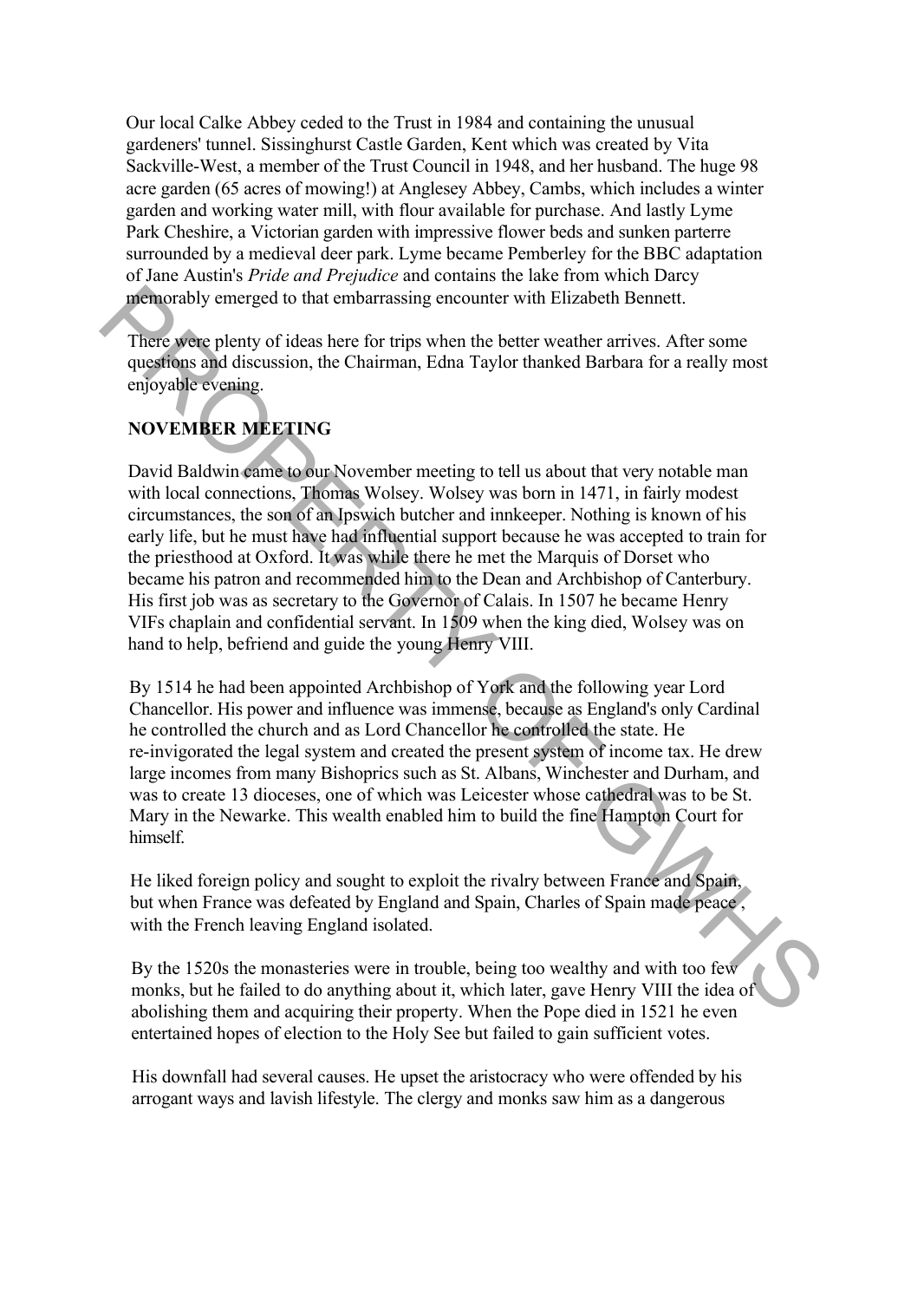Our local Calke Abbey ceded to the Trust in 1984 and containing the unusual gardeners' tunnel. Sissinghurst Castle Garden, Kent which was created by Vita Sackville-West, a member of the Trust Council in 1948, and her husband. The huge 98 acre garden (65 acres of mowing!) at Anglesey Abbey, Cambs, which includes a winter garden and working water mill, with flour available for purchase. And lastly Lyme Park Cheshire, a Victorian garden with impressive flower beds and sunken parterre surrounded by a medieval deer park. Lyme became Pemberley for the BBC adaptation of Jane Austin's *Pride and Prejudice* and contains the lake from which Darcy memorably emerged to that embarrassing encounter with Elizabeth Bennett.

There were plenty of ideas here for trips when the better weather arrives. After some questions and discussion, the Chairman, Edna Taylor thanked Barbara for a really most enjoyable evening.

## NOVEMBER MEETING

David Baldwin came to our November meeting to tell us about that very notable man with local connections, Thomas Wolsey. Wolsey was born in 1471, in fairly modest circumstances, the son of an Ipswich butcher and innkeeper. Nothing is known of his early life, but he must have had influential support because he was accepted to train for the priesthood at Oxford. It was while there he met the Marquis of Dorset who became his patron and recommended him to the Dean and Archbishop of Canterbury. His first job was as secretary to the Governor of Calais. In 1507 he became Henry VIFs chaplain and confidential servant. In 1509 when the king died, Wolsey was on hand to help, befriend and guide the young Henry VIII.

By 1514 he had been appointed Archbishop of York and the following year Lord Chancellor. His power and influence was immense, because as England's only Cardinal he controlled the church and as Lord Chancellor he controlled the state. He re-invigorated the legal system and created the present system of income tax. He drew large incomes from many Bishoprics such as St. Albans, Winchester and Durham, and was to create 13 dioceses, one of which was Leicester whose cathedral was to be St. Mary in the Newarke. This wealth enabled him to build the fine Hampton Court for himself.

He liked foreign policy and sought to exploit the rivalry between France and Spain, but when France was defeated by England and Spain, Charles of Spain made peace , with the French leaving England isolated.

By the 1520s the monasteries were in trouble, being too wealthy and with too few monks, but he failed to do anything about it, which later, gave Henry VIII the idea of abolishing them and acquiring their property. When the Pope died in 1521 he even entertained hopes of election to the Holy See but failed to gain sufficient votes.

His downfall had several causes. He upset the aristocracy who were offended by his arrogant ways and lavish lifestyle. The clergy and monks saw him as a dangerous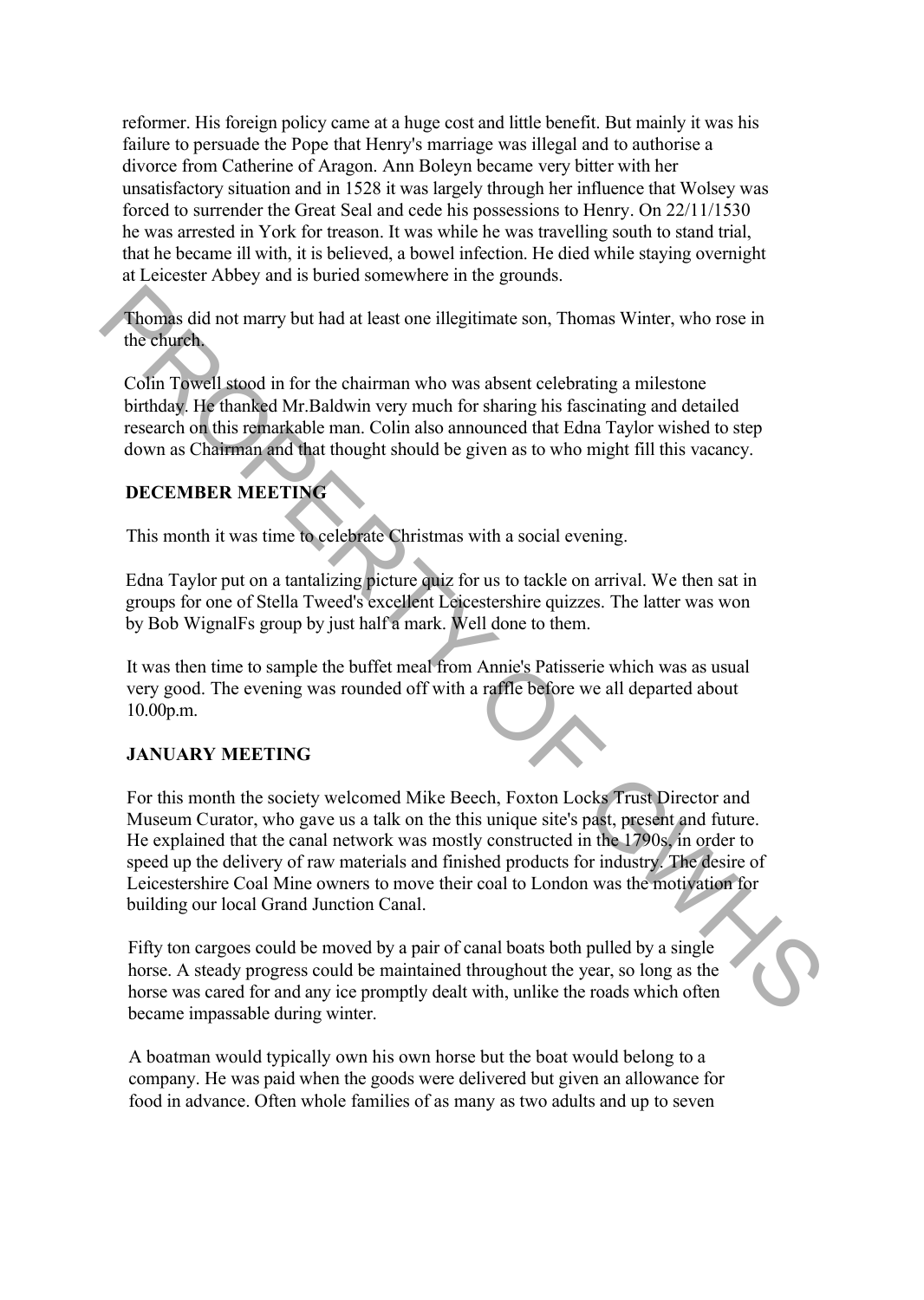reformer. His foreign policy came at a huge cost and little benefit. But mainly it was his failure to persuade the Pope that Henry's marriage was illegal and to authorise a divorce from Catherine of Aragon. Ann Boleyn became very bitter with her unsatisfactory situation and in 1528 it was largely through her influence that Wolsey was forced to surrender the Great Seal and cede his possessions to Henry. On 22/11/1530 he was arrested in York for treason. It was while he was travelling south to stand trial, that he became ill with, it is believed, a bowel infection. He died while staying overnight at Leicester Abbey and is buried somewhere in the grounds.

Thomas did not marry but had at least one illegitimate son, Thomas Winter, who rose in the church.

Colin Towell stood in for the chairman who was absent celebrating a milestone birthday. He thanked Mr.Baldwin very much for sharing his fascinating and detailed research on this remarkable man. Colin also announced that Edna Taylor wished to step down as Chairman and that thought should be given as to who might fill this vacancy.

**DECEMBER MEETING**

This month it was time to celebrate Christmas with a social evening.

Edna Taylor put on a tantalizing picture quiz for us to tackle on arrival. We then sat in groups for one of Stella Tweed's excellent Leicestershire quizzes. The latter was won by Bob WignalFs group by just half a mark. Well done to them.

It was then time to sample the buffet meal from Annie's Patisserie which was as usual very good. The evening was rounded off with a raffle before we all departed about 10.00p.m.

**JANUARY MEETING**

For this month the society welcomed Mike Beech, Foxton Locks Trust Director and Museum Curator, who gave us a talk on the this unique site's past, present and future. He explained that the canal network was mostly constructed in the 1790s, in order to speed up the delivery of raw materials and finished products for industry. The desire of Leicestershire Coal Mine owners to move their coal to London was the motivation for building our local Grand Junction Canal.

Fifty ton cargoes could be moved by a pair of canal boats both pulled by a single horse. A steady progress could be maintained throughout the year, so long as the horse was cared for and any ice promptly dealt with, unlike the roads which often became impassable during winter.

A boatman would typically own his own horse but the boat would belong to a company. He was paid when the goods were delivered but given an allowance for food in advance. Often whole families of as many as two adults and up to seven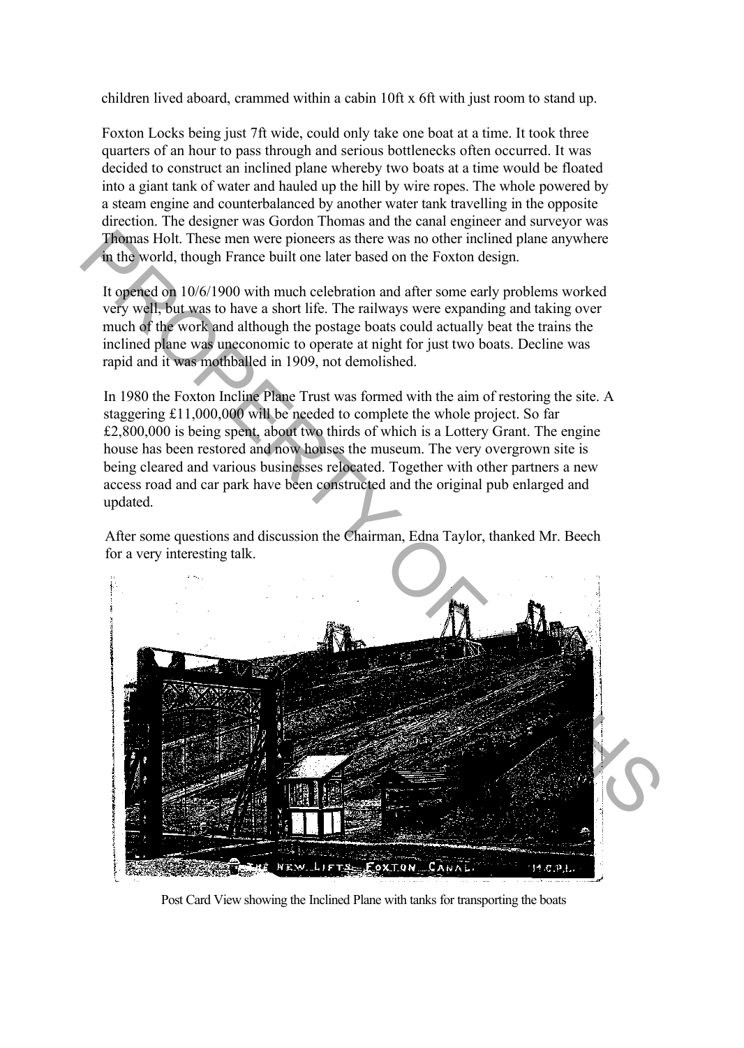children lived aboard, crammed within a cabin 10ft x 6ft with just room to stand up.

Foxton Locks being just 7ft wide, could only take one boat at a time. It took three quarters of an hour to pass through and serious bottlenecks often occurred. It was decided to construct an inclined plane whereby two boats at a time would be floated into a giant tank of water and hauled up the hill by wire ropes. The whole powered by a steam engine and counterbalanced by another water tank travelling in the opposite direction. The designer was Gordon Thomas and the canal engineer and surveyor was Thomas Holt. These men were pioneers as there was no other inclined plane anywhere in the world, though France built one later based on the Foxton design.

It opened on 10/6/1900 with much celebration and after some early problems worked very well, but was to have a short life. The railways were expanding and taking over much of the work and although the postage boats could actually beat the trains the inclined plane was uneconomic to operate at night for just two boats. Decline was rapid and it was mothballed in 1909, not demolished.

In 1980 the Foxton Incline Plane Trust was formed with the aim of restoring the site. A staggering £11,000,000 will be needed to complete the whole project. So far £2,800,000 is being spent, about two thirds of which is a Lottery Grant. The engine house has been restored and now houses the museum. The very overgrown site is being cleared and various businesses relocated. Together with other partners a new access road and car park have been constructed and the original pub enlarged and updated.

After some questions and discussion the Chairman, Edna Taylor, thanked Mr. Beech for a very interesting talk.

Post Card View showing the Inclined Plane with tanks for transporting the boats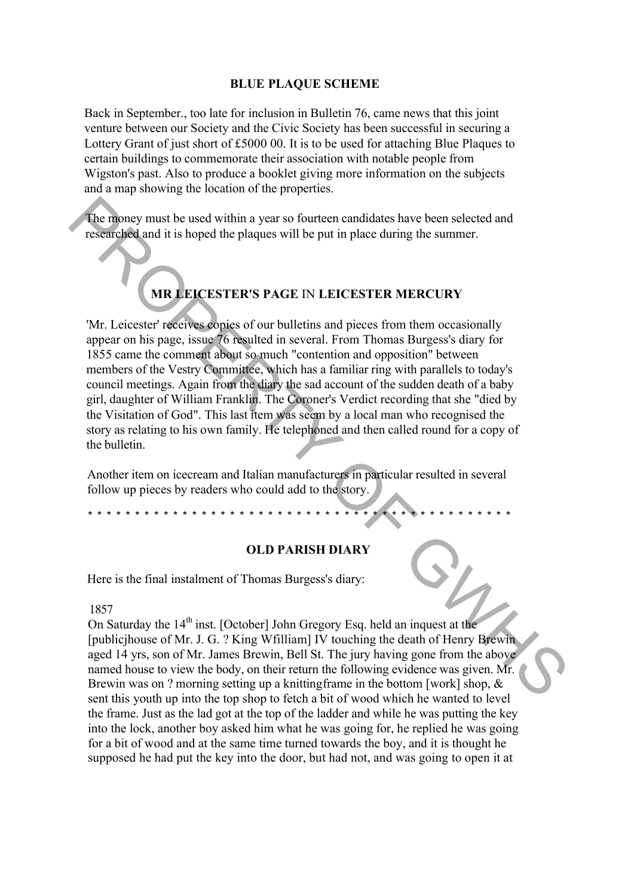## BLUE PLAQUE SCHEME

Back in September., too late for inclusion in Bulletin 76, came news that this joint venture between our Society and the Civic Society has been successful in securing a Lottery Grant of just short of £5000 00. It is to be used for attaching Blue Plaques to certain buildings to commemorate their association with notable people from Wigston's past. Also to produce a booklet giving more information on the subjects and a map showing the location of the properties.

The money must be used within a year so fourteen candidates have been selected and researched and it is hoped the plaques will be put in place during the summer.

## MR LEICESTER'S PAGE IN LEICESTER MERCURY

'Mr. Leicester' receives copies of our bulletins and pieces from them occasionally appear on his page, issue 76 resulted in several. From Thomas Burgess's diary for 1855 came the comment about so much "contention and opposition" between members of the Vestry Committee, which has a familiar ring with parallels to today's council meetings. Again from the diary the sad account of the sudden death of a baby girl, daughter of William Franklin. The Coroner's Verdict recording that she "died by the Visitation of God". This last item was seem by a local man who recognised the story as relating to his own family. He telephoned and then called round for a copy of the bulletin.

Another item on icecream and Italian manufacturers in particular resulted in several follow up pieces by readers who could add to the story.

\* \* \* \* \* \* \* \* \* \* \* \* \* \* \* \* \* \* \* \* \* \* \* \* \* \* \* \* \* \* \* \* \* \* \* \* \* \* \* \* \* \* \* \* \* \* \* \* \* \* \* \* \*

## OLD PARISH DIARY

Here is the final instalment of Thomas Burgess's diary:

1857

On Saturday the 14th inst. [October] John Gregory Esq. held an inquest at the [publicjhouse of Mr. J. G. ? King Wfilliam] IV touching the death of Henry Brewin aged 14 yrs, son of Mr. James Brewin, Bell St. The jury having gone from the above named house to view the body, on their return the following evidence was given. Mr. Brewin was on ? morning setting up a knittingframe in the bottom [work] shop, & sent this youth up into the top shop to fetch a bit of wood which he wanted to level the frame. Just as the lad got at the top of the ladder and while he was putting the key into the lock, another boy asked him what he was going for, he replied he was going for a bit of wood and at the same time turned towards the boy, and it is thought he supposed he had put the key into the door, but had not, and was going to open it at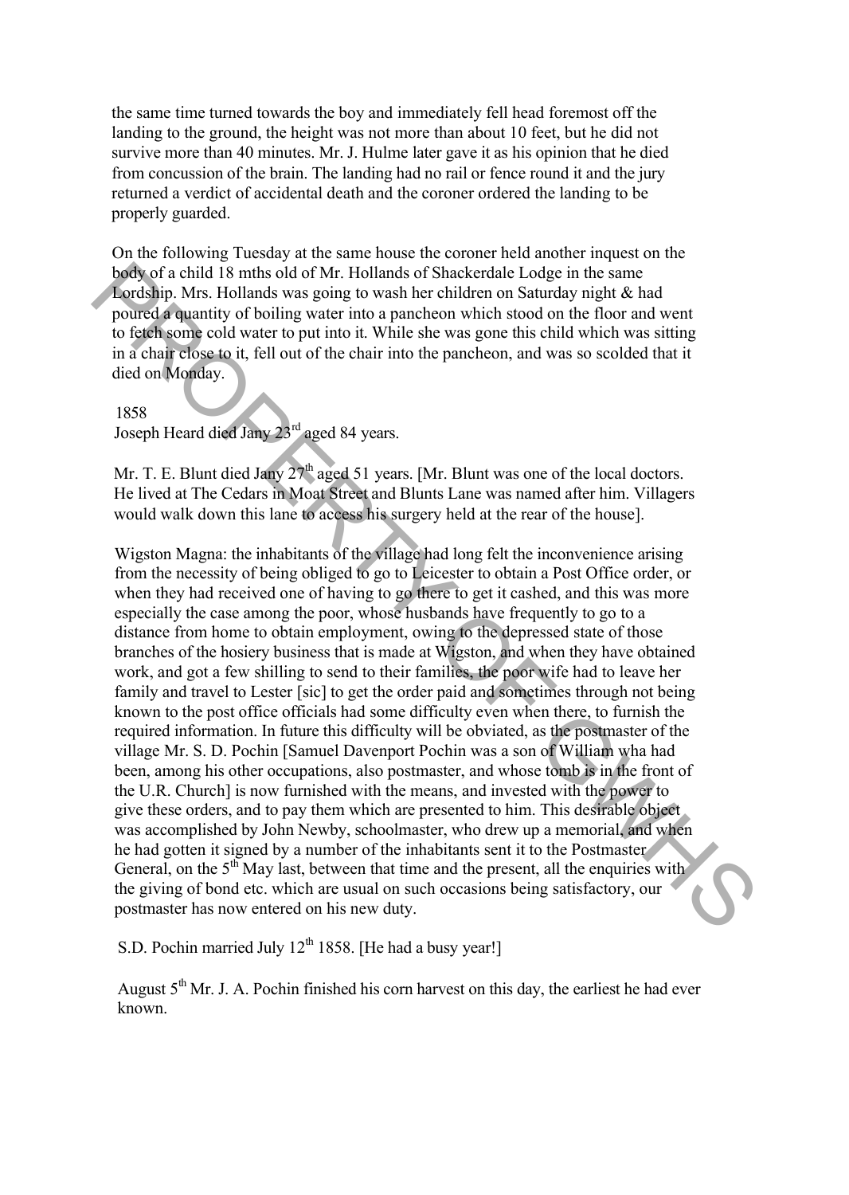the same time turned towards the boy and immediately fell head foremost off the landing to the ground, the height was not more than about 10 feet, but he did not survive more than 40 minutes. Mr. J. Hulme later gave it as his opinion that he died from concussion of the brain. The landing had no rail or fence round it and the jury returned a verdict of accidental death and the coroner ordered the landing to be properly guarded.

On the following Tuesday at the same house the coroner held another inquest on the body of a child 18 mths old of Mr. Hollands of Shackerdale Lodge in the same Lordship. Mrs. Hollands was going to wash her children on Saturday night & had poured a quantity of boiling water into a pancheon which stood on the floor and went to fetch some cold water to put into it. While she was gone this child which was sitting in a chair close to it, fell out of the chair into the pancheon, and was so scolded that it died on Monday.

1858
Joseph Heard died Jany 23rd aged 84 years.

Mr. T. E. Blunt died Jany 27th aged 51 years. [Mr. Blunt was one of the local doctors. He lived at The Cedars in Moat Street and Blunts Lane was named after him. Villagers would walk down this lane to access his surgery held at the rear of the house].

Wigston Magna: the inhabitants of the village had long felt the inconvenience arising from the necessity of being obliged to go to Leicester to obtain a Post Office order, or when they had received one of having to go there to get it cashed, and this was more especially the case among the poor, whose husbands have frequently to go to a distance from home to obtain employment, owing to the depressed state of those branches of the hosiery business that is made at Wigston, and when they have obtained work, and got a few shilling to send to their families, the poor wife had to leave her family and travel to Lester [sic] to get the order paid and sometimes through not being known to the post office officials had some difficulty even when there, to furnish the required information. In future this difficulty will be obviated, as the postmaster of the village Mr. S. D. Pochin [Samuel Davenport Pochin was a son of William wha had been, among his other occupations, also postmaster, and whose tomb is in the front of the U.R. Church] is now furnished with the means, and invested with the power to give these orders, and to pay them which are presented to him. This desirable object was accomplished by John Newby, schoolmaster, who drew up a memorial, and when he had gotten it signed by a number of the inhabitants sent it to the Postmaster General, on the 5th May last, between that time and the present, all the enquiries with the giving of bond etc. which are usual on such occasions being satisfactory, our postmaster has now entered on his new duty.

S.D. Pochin married July 12th 1858. [He had a busy year!]

August 5th Mr. J. A. Pochin finished his corn harvest on this day, the earliest he had ever known.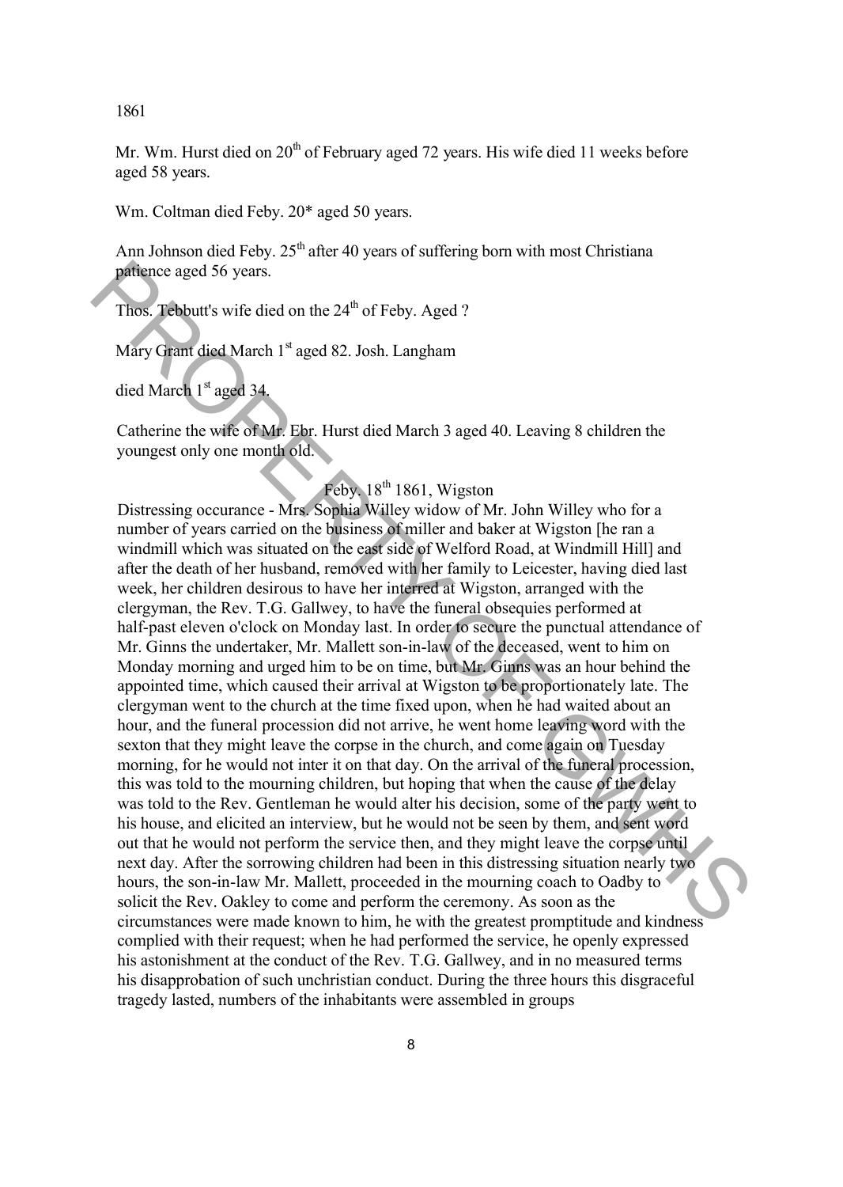1861

Mr. Wm. Hurst died on 20th of February aged 72 years. His wife died 11 weeks before aged 58 years.

Wm. Coltman died Feby. 20* aged 50 years.

Ann Johnson died Feby. 25th after 40 years of suffering born with most Christiana patience aged 56 years.

Thos. Tebbutt's wife died on the 24th of Feby. Aged ?

Mary Grant died March 1st aged 82. Josh. Langham

died March 1st aged 34.

Catherine the wife of Mr. Ebr. Hurst died March 3 aged 40. Leaving 8 children the youngest only one month old.

Feby. 18th 1861, Wigston

Distressing occurance - Mrs. Sophia Willey widow of Mr. John Willey who for a number of years carried on the business of miller and baker at Wigston [he ran a windmill which was situated on the east side of Welford Road, at Windmill Hill] and after the death of her husband, removed with her family to Leicester, having died last week, her children desirous to have her interred at Wigston, arranged with the clergyman, the Rev. T.G. Gallwey, to have the funeral obsequies performed at half-past eleven o'clock on Monday last. In order to secure the punctual attendance of Mr. Ginns the undertaker, Mr. Mallett son-in-law of the deceased, went to him on Monday morning and urged him to be on time, but Mr. Ginns was an hour behind the appointed time, which caused their arrival at Wigston to be proportionately late. The clergyman went to the church at the time fixed upon, when he had waited about an hour, and the funeral procession did not arrive, he went home leaving word with the sexton that they might leave the corpse in the church, and come again on Tuesday morning, for he would not inter it on that day. On the arrival of the funeral procession, this was told to the mourning children, but hoping that when the cause of the delay was told to the Rev. Gentleman he would alter his decision, some of the party went to his house, and elicited an interview, but he would not be seen by them, and sent word out that he would not perform the service then, and they might leave the corpse until next day. After the sorrowing children had been in this distressing situation nearly two hours, the son-in-law Mr. Mallett, proceeded in the mourning coach to Oadby to solicit the Rev. Oakley to come and perform the ceremony. As soon as the circumstances were made known to him, he with the greatest promptitude and kindness complied with their request; when he had performed the service, he openly expressed his astonishment at the conduct of the Rev. T.G. Gallwey, and in no measured terms his disapprobation of such unchristian conduct. During the three hours this disgraceful tragedy lasted, numbers of the inhabitants were assembled in groups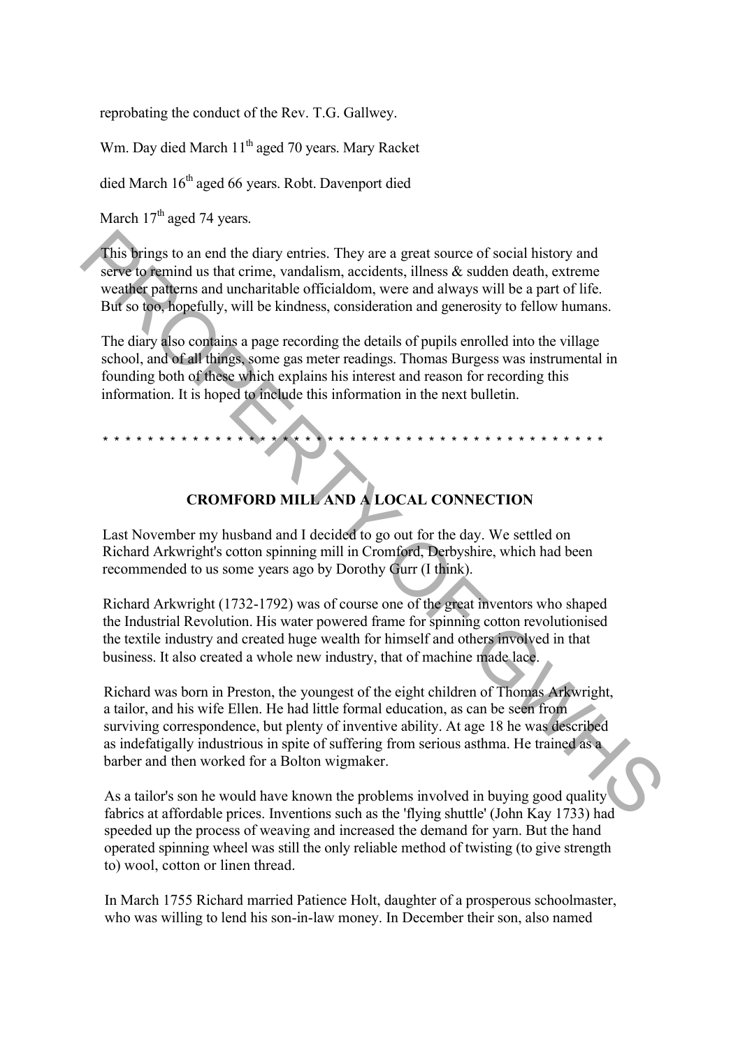reprobating the conduct of the Rev. T.G. Gallwey.

Wm. Day died March 11th aged 70 years. Mary Racket

died March 16th aged 66 years. Robt. Davenport died

March 17th aged 74 years.

This brings to an end the diary entries. They are a great source of social history and serve to remind us that crime, vandalism, accidents, illness & sudden death, extreme weather patterns and uncharitable officialdom, were and always will be a part of life. But so too, hopefully, will be kindness, consideration and generosity to fellow humans.

The diary also contains a page recording the details of pupils enrolled into the village school, and of all things, some gas meter readings. Thomas Burgess was instrumental in founding both of these which explains his interest and reason for recording this information. It is hoped to include this information in the next bulletin.

\* \* \* \* \* \* \* \* \* \* \* \* \* \* \* \* \* \* \* \* \* \* \* \* \* \* \* \* \* \* \* \* \* \* \* \* \* \* \* \* \* \* \* \* \* \* \* \* \*

## CROMFORD MILL AND A LOCAL CONNECTION

Last November my husband and I decided to go out for the day. We settled on Richard Arkwright's cotton spinning mill in Cromford, Derbyshire, which had been recommended to us some years ago by Dorothy Gurr (I think).

Richard Arkwright (1732-1792) was of course one of the great inventors who shaped the Industrial Revolution. His water powered frame for spinning cotton revolutionised the textile industry and created huge wealth for himself and others involved in that business. It also created a whole new industry, that of machine made lace.

Richard was born in Preston, the youngest of the eight children of Thomas Arkwright, a tailor, and his wife Ellen. He had little formal education, as can be seen from surviving correspondence, but plenty of inventive ability. At age 18 he was described as indefatigably industrious in spite of suffering from serious asthma. He trained as a barber and then worked for a Bolton wigmaker.

As a tailor's son he would have known the problems involved in buying good quality fabrics at affordable prices. Inventions such as the 'flying shuttle' (John Kay 1733) had speeded up the process of weaving and increased the demand for yarn. But the hand operated spinning wheel was still the only reliable method of twisting (to give strength to) wool, cotton or linen thread.

In March 1755 Richard married Patience Holt, daughter of a prosperous schoolmaster, who was willing to lend his son-in-law money. In December their son, also named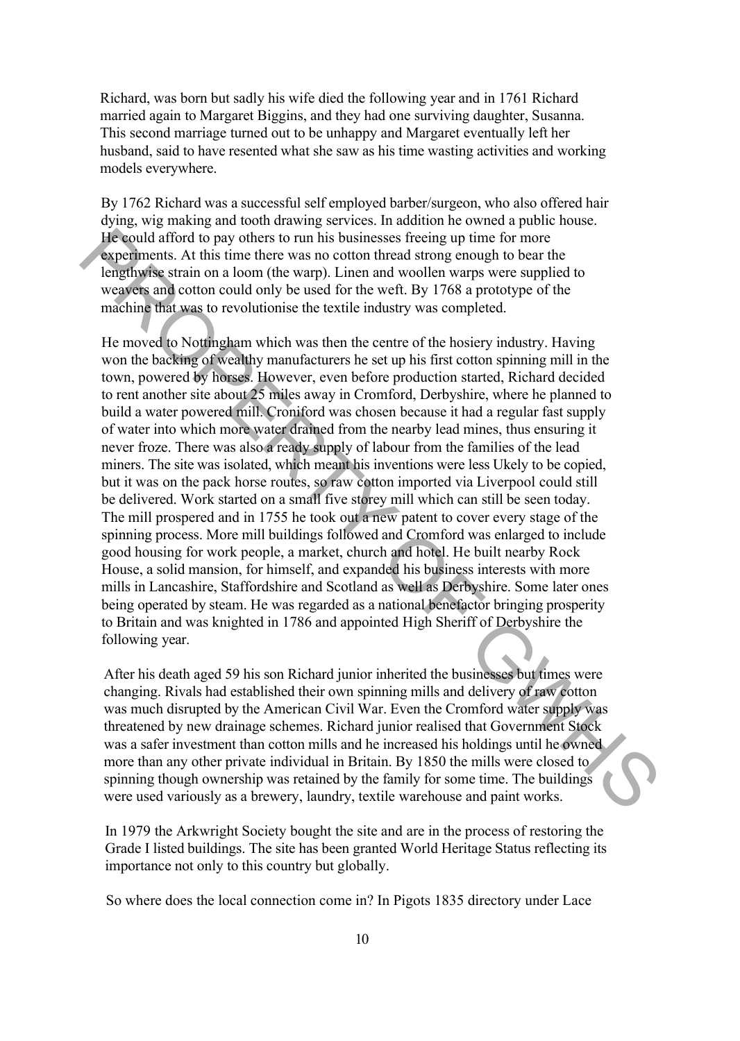Richard, was born but sadly his wife died the following year and in 1761 Richard married again to Margaret Biggins, and they had one surviving daughter, Susanna. This second marriage turned out to be unhappy and Margaret eventually left her husband, said to have resented what she saw as his time wasting activities and working models everywhere.

By 1762 Richard was a successful self employed barber/surgeon, who also offered hair dying, wig making and tooth drawing services. In addition he owned a public house. He could afford to pay others to run his businesses freeing up time for more experiments. At this time there was no cotton thread strong enough to bear the lengthwise strain on a loom (the warp). Linen and woollen warps were supplied to weavers and cotton could only be used for the weft. By 1768 a prototype of the machine that was to revolutionise the textile industry was completed.

He moved to Nottingham which was then the centre of the hosiery industry. Having won the backing of wealthy manufacturers he set up his first cotton spinning mill in the town, powered by horses. However, even before production started, Richard decided to rent another site about 25 miles away in Cromford, Derbyshire, where he planned to build a water powered mill. Croniford was chosen because it had a regular fast supply of water into which more water drained from the nearby lead mines, thus ensuring it never froze. There was also a ready supply of labour from the families of the lead miners. The site was isolated, which meant his inventions were less Ukely to be copied, but it was on the pack horse routes, so raw cotton imported via Liverpool could still be delivered. Work started on a small five storey mill which can still be seen today. The mill prospered and in 1755 he took out a new patent to cover every stage of the spinning process. More mill buildings followed and Cromford was enlarged to include good housing for work people, a market, church and hotel. He built nearby Rock House, a solid mansion, for himself, and expanded his business interests with more mills in Lancashire, Staffordshire and Scotland as well as Derbyshire. Some later ones being operated by steam. He was regarded as a national benefactor bringing prosperity to Britain and was knighted in 1786 and appointed High Sheriff of Derbyshire the following year.

After his death aged 59 his son Richard junior inherited the businesses but times were changing. Rivals had established their own spinning mills and delivery of raw cotton was much disrupted by the American Civil War. Even the Cromford water supply was threatened by new drainage schemes. Richard junior realised that Government Stock was a safer investment than cotton mills and he increased his holdings until he owned more than any other private individual in Britain. By 1850 the mills were closed to spinning though ownership was retained by the family for some time. The buildings were used variously as a brewery, laundry, textile warehouse and paint works.

In 1979 the Arkwright Society bought the site and are in the process of restoring the Grade I listed buildings. The site has been granted World Heritage Status reflecting its importance not only to this country but globally.

So where does the local connection come in? In Pigots 1835 directory under Lace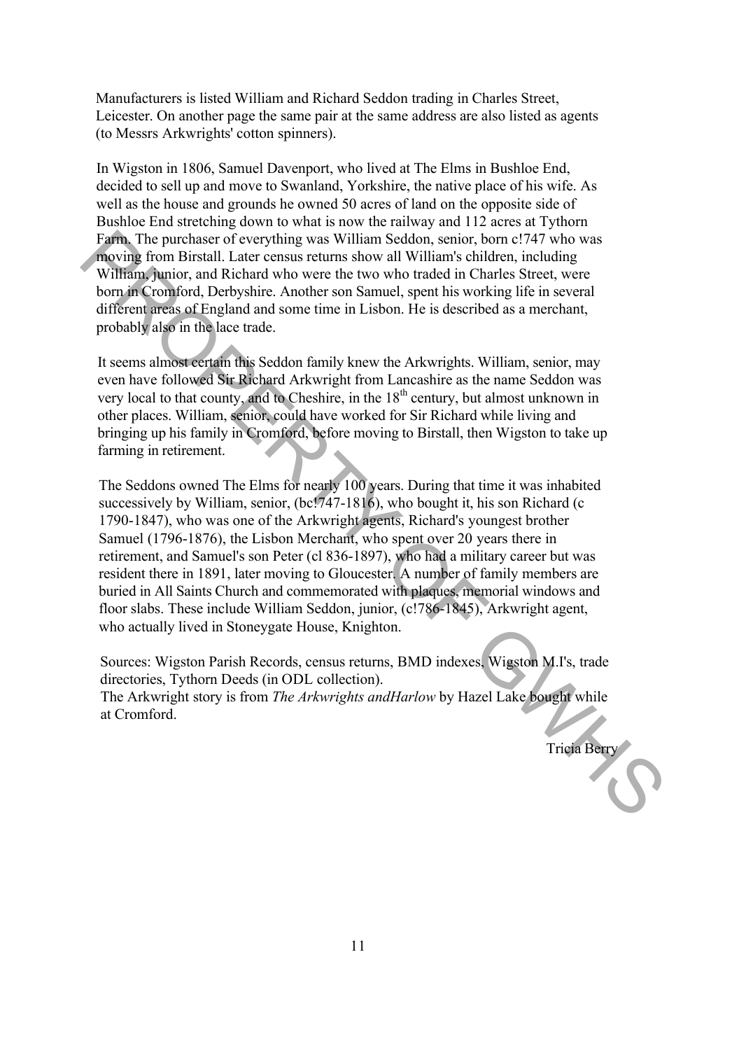Manufacturers is listed William and Richard Seddon trading in Charles Street, Leicester. On another page the same pair at the same address are also listed as agents (to Messrs Arkwrights' cotton spinners).

In Wigston in 1806, Samuel Davenport, who lived at The Elms in Bushloe End, decided to sell up and move to Swanland, Yorkshire, the native place of his wife. As well as the house and grounds he owned 50 acres of land on the opposite side of Bushloe End stretching down to what is now the railway and 112 acres at Tythorn Farm. The purchaser of everything was William Seddon, senior, born c!747 who was moving from Birstall. Later census returns show all William's children, including William, junior, and Richard who were the two who traded in Charles Street, were born in Cromford, Derbyshire. Another son Samuel, spent his working life in several different areas of England and some time in Lisbon. He is described as a merchant, probably also in the lace trade.

It seems almost certain this Seddon family knew the Arkwrights. William, senior, may even have followed Sir Richard Arkwright from Lancashire as the name Seddon was very local to that county, and to Cheshire, in the 18th century, but almost unknown in other places. William, senior, could have worked for Sir Richard while living and bringing up his family in Cromford, before moving to Birstall, then Wigston to take up farming in retirement.

The Seddons owned The Elms for nearly 100 years. During that time it was inhabited successively by William, senior, (bc!747-1816), who bought it, his son Richard (c 1790-1847), who was one of the Arkwright agents, Richard's youngest brother Samuel (1796-1876), the Lisbon Merchant, who spent over 20 years there in retirement, and Samuel's son Peter (cl 836-1897), who had a military career but was resident there in 1891, later moving to Gloucester. A number of family members are buried in All Saints Church and commemorated with plaques, memorial windows and floor slabs. These include William Seddon, junior, (c!786-1845), Arkwright agent, who actually lived in Stoneygate House, Knighton.

Sources: Wigston Parish Records, census returns, BMD indexes, Wigston M.I's, trade directories, Tythorn Deeds (in ODL collection).
The Arkwright story is from *The Arkwrights andHarlow* by Hazel Lake bought while at Cromford.

Tricia Berry